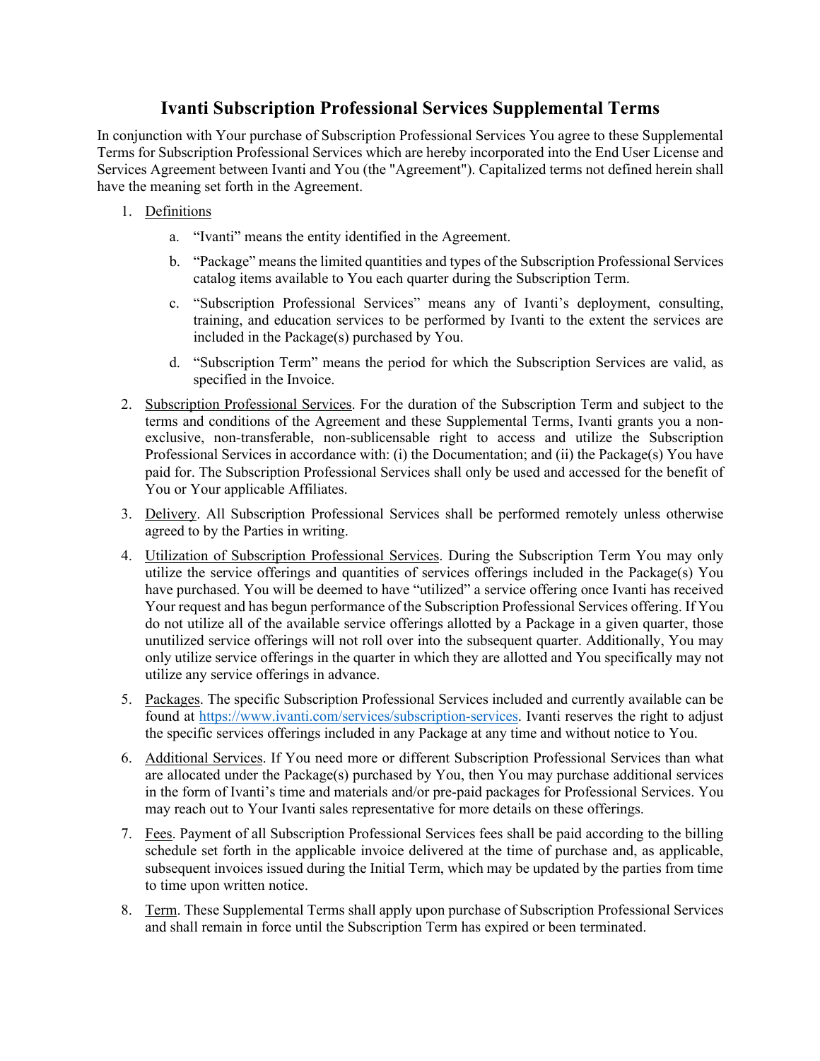# Ivanti Subscription Professional Services Supplemental Terms

In conjunction with Your purchase of Subscription Professional Services You agree to these Supplemental Terms for Subscription Professional Services which are hereby incorporated into the End User License and Services Agreement between Ivanti and You (the "Agreement"). Capitalized terms not defined herein shall have the meaning set forth in the Agreement.

1. Definitions

   a. "Ivanti" means the entity identified in the Agreement.

   b. "Package" means the limited quantities and types of the Subscription Professional Services catalog items available to You each quarter during the Subscription Term.

   c. "Subscription Professional Services" means any of Ivanti's deployment, consulting, training, and education services to be performed by Ivanti to the extent the services are included in the Package(s) purchased by You.

   d. "Subscription Term" means the period for which the Subscription Services are valid, as specified in the Invoice.

2. Subscription Professional Services. For the duration of the Subscription Term and subject to the terms and conditions of the Agreement and these Supplemental Terms, Ivanti grants you a non-exclusive, non-transferable, non-sublicensable right to access and utilize the Subscription Professional Services in accordance with: (i) the Documentation; and (ii) the Package(s) You have paid for. The Subscription Professional Services shall only be used and accessed for the benefit of You or Your applicable Affiliates.

3. Delivery. All Subscription Professional Services shall be performed remotely unless otherwise agreed to by the Parties in writing.

4. Utilization of Subscription Professional Services. During the Subscription Term You may only utilize the service offerings and quantities of services offerings included in the Package(s) You have purchased. You will be deemed to have "utilized" a service offering once Ivanti has received Your request and has begun performance of the Subscription Professional Services offering. If You do not utilize all of the available service offerings allotted by a Package in a given quarter, those unutilized service offerings will not roll over into the subsequent quarter. Additionally, You may only utilize service offerings in the quarter in which they are allotted and You specifically may not utilize any service offerings in advance.

5. Packages. The specific Subscription Professional Services included and currently available can be found at https://www.ivanti.com/services/subscription-services. Ivanti reserves the right to adjust the specific services offerings included in any Package at any time and without notice to You.

6. Additional Services. If You need more or different Subscription Professional Services than what are allocated under the Package(s) purchased by You, then You may purchase additional services in the form of Ivanti's time and materials and/or pre-paid packages for Professional Services. You may reach out to Your Ivanti sales representative for more details on these offerings.

7. Fees. Payment of all Subscription Professional Services fees shall be paid according to the billing schedule set forth in the applicable invoice delivered at the time of purchase and, as applicable, subsequent invoices issued during the Initial Term, which may be updated by the parties from time to time upon written notice.

8. Term. These Supplemental Terms shall apply upon purchase of Subscription Professional Services and shall remain in force until the Subscription Term has expired or been terminated.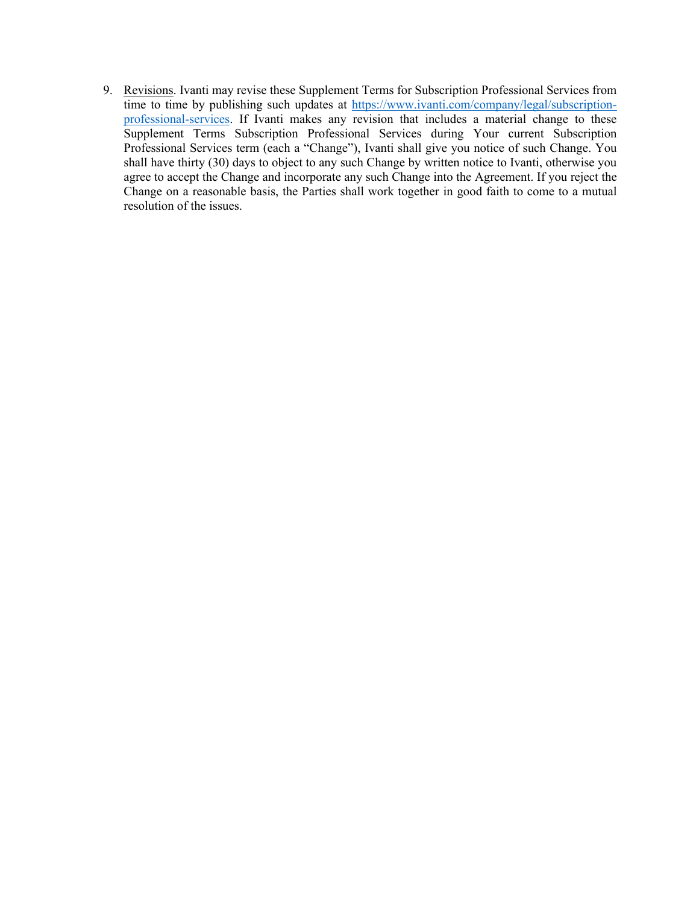9. Revisions. Ivanti may revise these Supplement Terms for Subscription Professional Services from time to time by publishing such updates at [https://www.ivanti.com/company/legal/subscription-professional-services](https://www.ivanti.com/company/legal/subscription-professional-services). If Ivanti makes any revision that includes a material change to these Supplement Terms Subscription Professional Services during Your current Subscription Professional Services term (each a "Change"), Ivanti shall give you notice of such Change. You shall have thirty (30) days to object to any such Change by written notice to Ivanti, otherwise you agree to accept the Change and incorporate any such Change into the Agreement. If you reject the Change on a reasonable basis, the Parties shall work together in good faith to come to a mutual resolution of the issues.